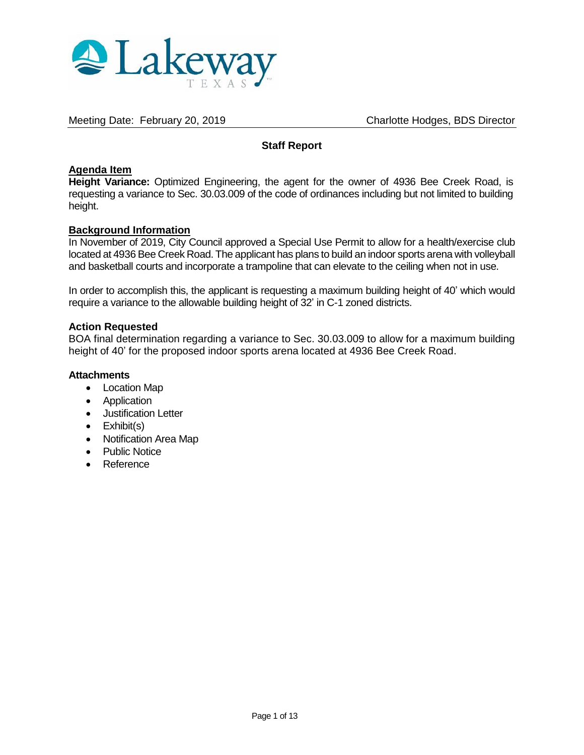Lakeway TEXAS

Meeting Date: February 20, 2019 Charlotte Hodges, BDS Director

**Staff Report**

**Agenda Item**

**Height Variance:** Optimized Engineering, the agent for the owner of 4936 Bee Creek Road, is requesting a variance to Sec. 30.03.009 of the code of ordinances including but not limited to building height.

**Background Information**

In November of 2019, City Council approved a Special Use Permit to allow for a health/exercise club located at 4936 Bee Creek Road. The applicant has plans to build an indoor sports arena with volleyball and basketball courts and incorporate a trampoline that can elevate to the ceiling when not in use.

In order to accomplish this, the applicant is requesting a maximum building height of 40' which would require a variance to the allowable building height of 32' in C-1 zoned districts.

**Action Requested**

BOA final determination regarding a variance to Sec. 30.03.009 to allow for a maximum building height of 40' for the proposed indoor sports arena located at 4936 Bee Creek Road.

**Attachments**

- Location Map
- Application
- Justification Letter
- Exhibit(s)
- Notification Area Map
- Public Notice
- Reference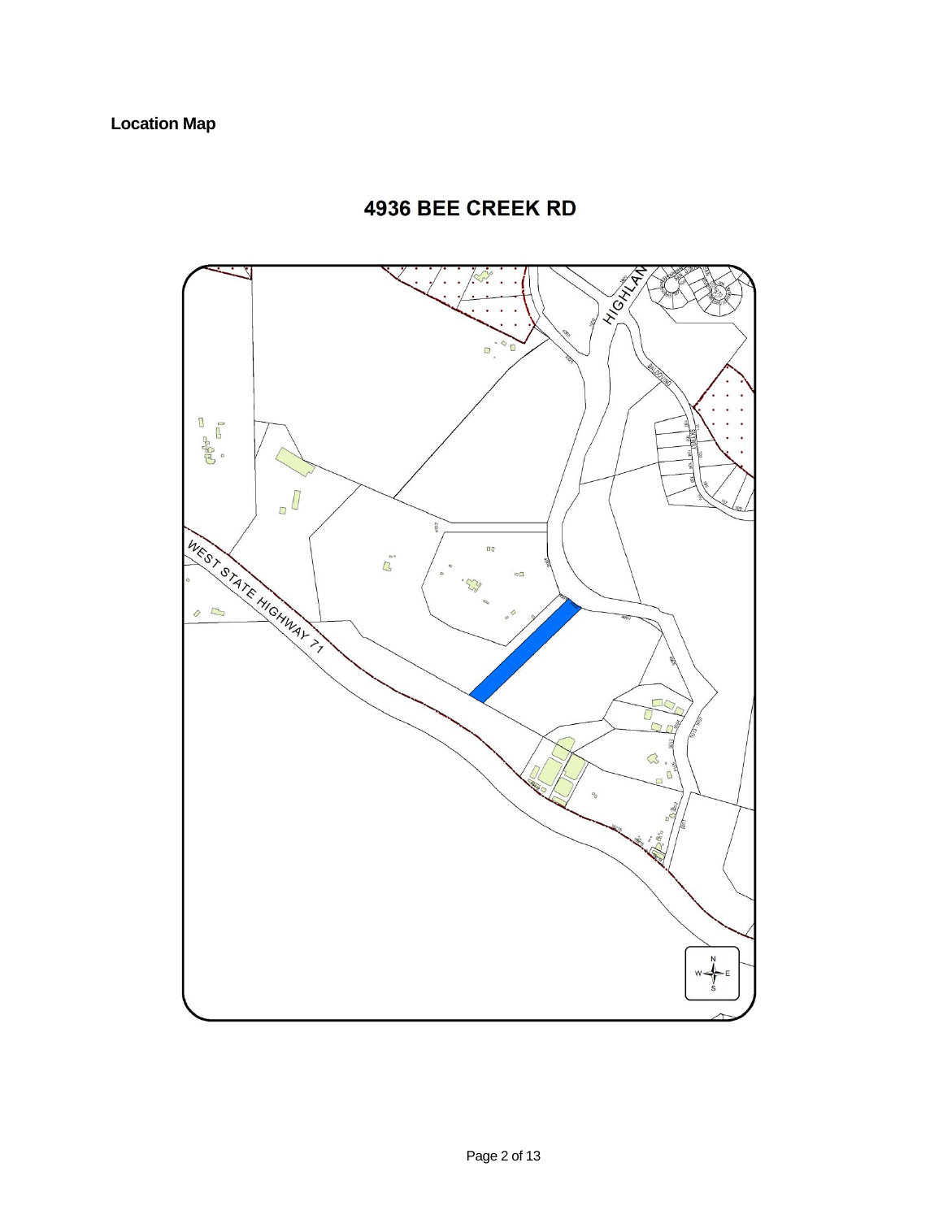**Location Map**

## 4936 BEE CREEK RD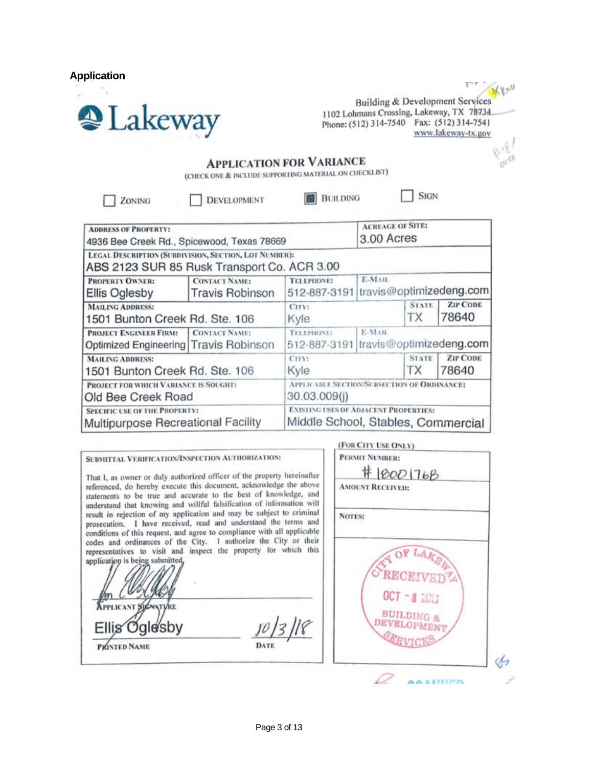## Application

**Lakeway**

Building & Development Services
1102 Lohmans Crossing, Lakeway, TX 78734
Phone: (512) 314-7540 Fax: (512) 314-7541
www.lakeway-tx.gov

### APPLICATION FOR VARIANCE

(CHECK ONE & INCLUDE SUPPORTING MATERIAL ON CHECKLIST)

☐ ZONING ☐ DEVELOPMENT ☒ BUILDING ☐ SIGN

| | | | | | |
|---|---|---|---|---|---|
| **ADDRESS OF PROPERTY:** 4936 Bee Creek Rd., Spicewood, Texas 78669 | | | **ACREAGE OF SITE:** 3.00 Acres | | |
| **LEGAL DESCRIPTION (SUBDIVISION, SECTION, LOT NUMBER):** ABS 2123 SUR 85 Rusk Transport Co. ACR 3.00 | | | | | |
| **PROPERTY OWNER:** Ellis Oglesby | **CONTACT NAME:** Travis Robinson | **TELEPHONE:** 512-887-3191 | **E-MAIL** travis@optimizedeng.com | | |
| **MAILING ADDRESS:** 1501 Bunton Creek Rd. Ste. 106 | | **CITY:** Kyle | | **STATE** TX | **ZIP CODE** 78640 |
| **PROJECT ENGINEER FIRM:** Optimized Engineering | **CONTACT NAME:** Travis Robinson | **TELEPHONE:** 512-887-3191 | **E-MAIL** travis@optimizedeng.com | | |
| **MAILING ADDRESS:** 1501 Bunton Creek Rd. Ste. 106 | | **CITY:** Kyle | | **STATE** TX | **ZIP CODE** 78640 |
| **PROJECT FOR WHICH VARIANCE IS SOUGHT:** Old Bee Creek Road | | **APPLICABLE SECTION/SUBSECTION OF ORDINANCE:** 30.03.009(j) | | | |
| **SPECIFIC USE OF THE PROPERTY:** Multipurpose Recreational Facility | | **EXISTING USES OF ADJACENT PROPERTIES:** Middle School, Stables, Commercial | | | |

**SUBMITTAL VERIFICATION/INSPECTION AUTHORIZATION:**

That I, as owner or duly authorized officer of the property hereinafter referenced, do hereby execute this document, acknowledge the above statements to be true and accurate to the best of knowledge, and understand that knowing and willful falsification of information will result in rejection of my application and may be subject to criminal prosecution. I have received, read and understand the terms and conditions of this request, and agree to compliance with all applicable codes and ordinances of the City. I authorize the City or their representatives to visit and inspect the property for which this application is being submitted.

[Signature]
APPLICANT SIGNATURE

Ellis Oglesby — PRINTED NAME
10/3/18 — DATE

(FOR CITY USE ONLY)

**PERMIT NUMBER:** #18001768

**AMOUNT RECEIVED:**

**NOTES:**

CITY OF LAKEWAY RECEIVED OCT - 8 2018 BUILDING & DEVELOPMENT SERVICES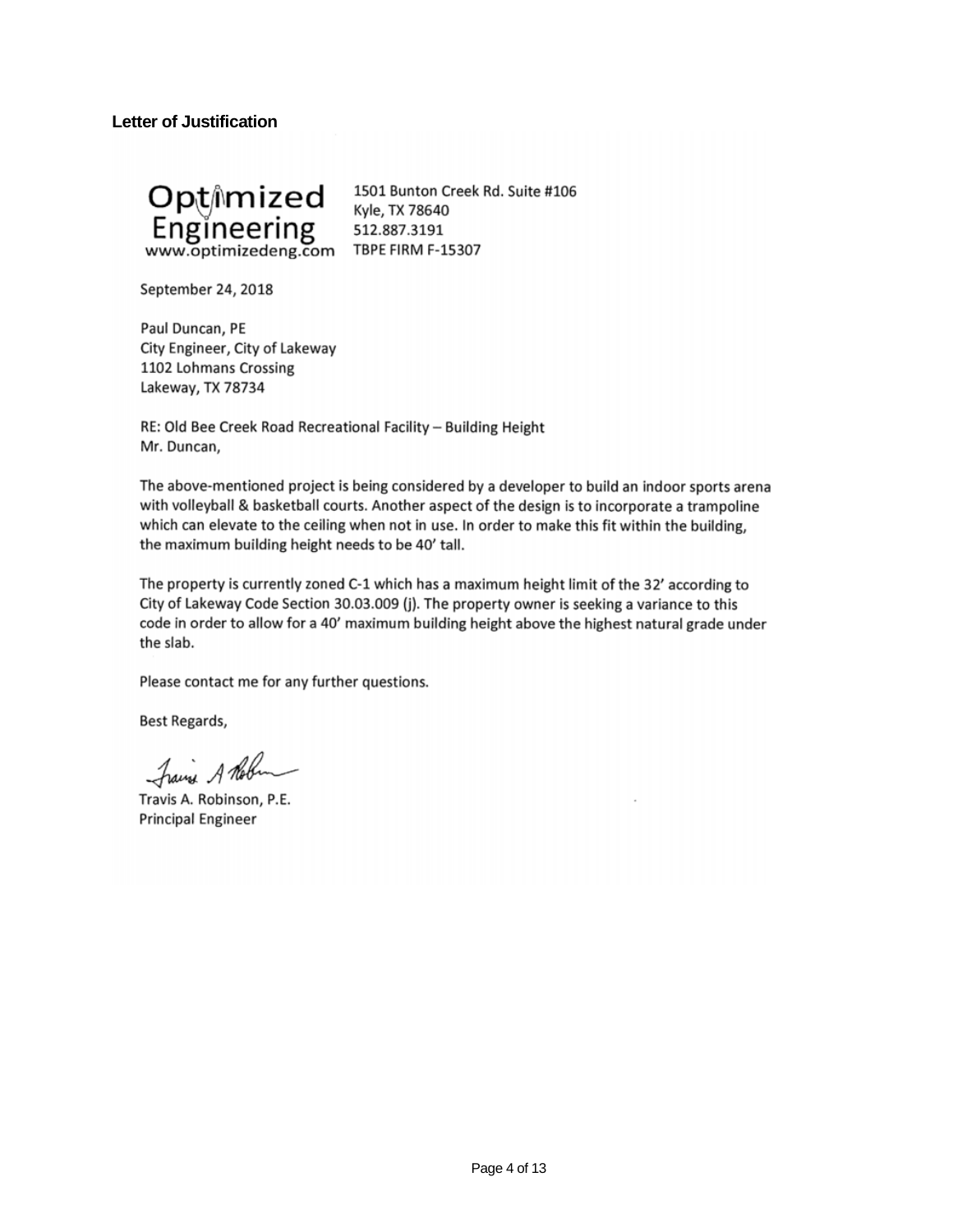## Letter of Justification

Optimized Engineering
www.optimizedeng.com

1501 Bunton Creek Rd. Suite #106
Kyle, TX 78640
512.887.3191
TBPE FIRM F-15307

September 24, 2018

Paul Duncan, PE
City Engineer, City of Lakeway
1102 Lohmans Crossing
Lakeway, TX 78734

RE: Old Bee Creek Road Recreational Facility – Building Height
Mr. Duncan,

The above-mentioned project is being considered by a developer to build an indoor sports arena with volleyball & basketball courts. Another aspect of the design is to incorporate a trampoline which can elevate to the ceiling when not in use. In order to make this fit within the building, the maximum building height needs to be 40' tall.

The property is currently zoned C-1 which has a maximum height limit of the 32' according to City of Lakeway Code Section 30.03.009 (j). The property owner is seeking a variance to this code in order to allow for a 40' maximum building height above the highest natural grade under the slab.

Please contact me for any further questions.

Best Regards,

Travis A. Robinson, P.E.
Principal Engineer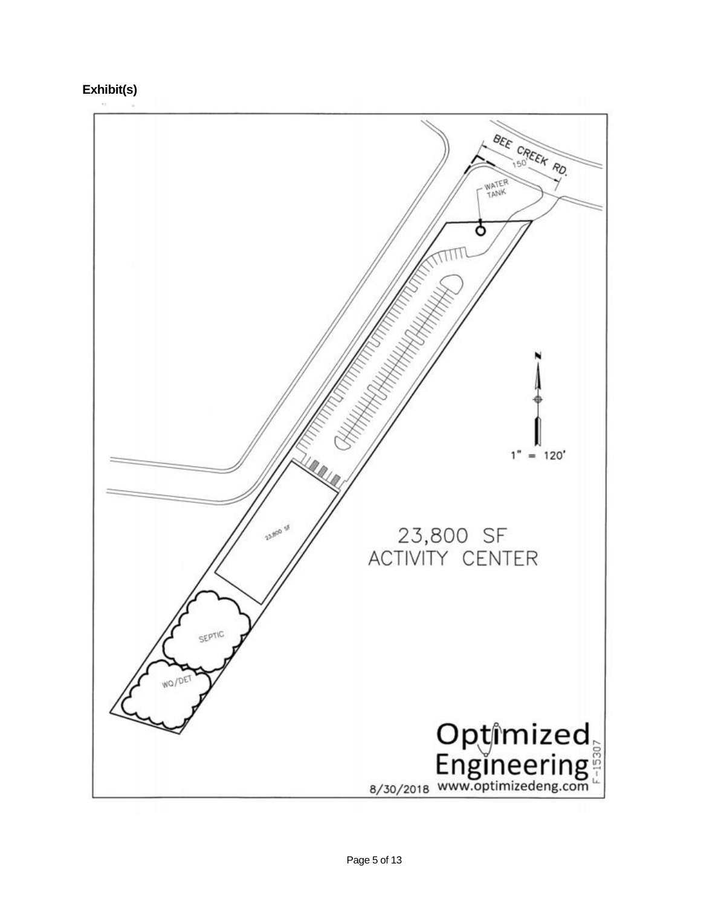**Exhibit(s)**

BEE CREEK RD.

150'

WATER TANK

23,800 SF

1" = 120'

23,800 SF
ACTIVITY CENTER

SEPTIC

WQ/DET

Optimized Engineering

8/30/2018 www.optimizedeng.com

F-15307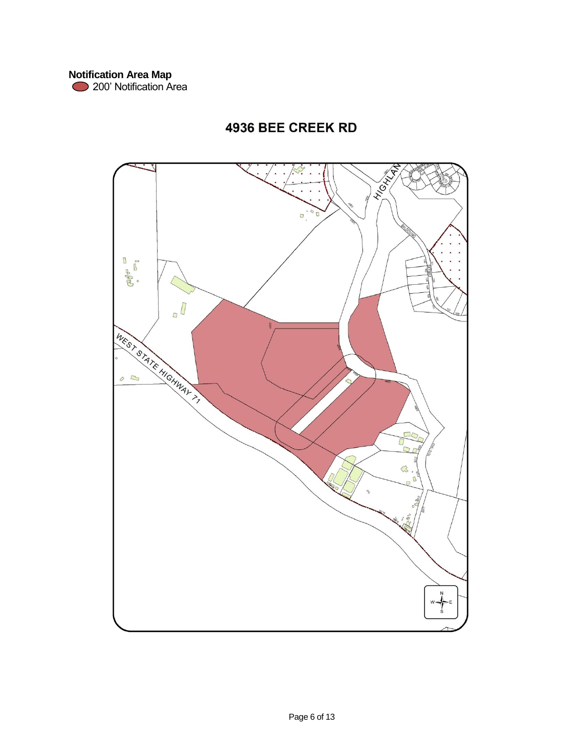**Notification Area Map**

200' Notification Area

# 4936 BEE CREEK RD

WEST STATE HIGHWAY 71

HIGHLAN

N

W E

S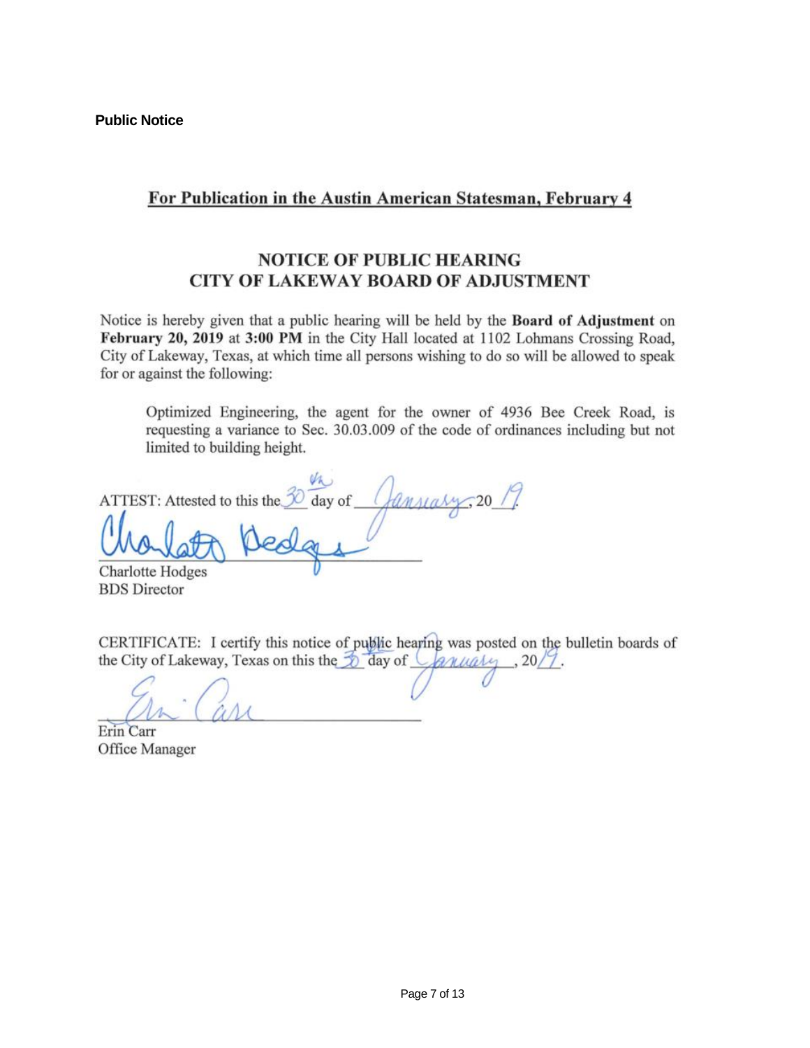**Public Notice**

## For Publication in the Austin American Statesman, February 4

### NOTICE OF PUBLIC HEARING
### CITY OF LAKEWAY BOARD OF ADJUSTMENT

Notice is hereby given that a public hearing will be held by the **Board of Adjustment** on **February 20, 2019** at **3:00 PM** in the City Hall located at 1102 Lohmans Crossing Road, City of Lakeway, Texas, at which time all persons wishing to do so will be allowed to speak for or against the following:

> Optimized Engineering, the agent for the owner of 4936 Bee Creek Road, is requesting a variance to Sec. 30.03.009 of the code of ordinances including but not limited to building height.

ATTEST: Attested to this the 30th day of January, 2019.

Charlotte Hodges
BDS Director

CERTIFICATE: I certify this notice of public hearing was posted on the bulletin boards of the City of Lakeway, Texas on this the 30th day of January, 2019.

Erin Carr
Office Manager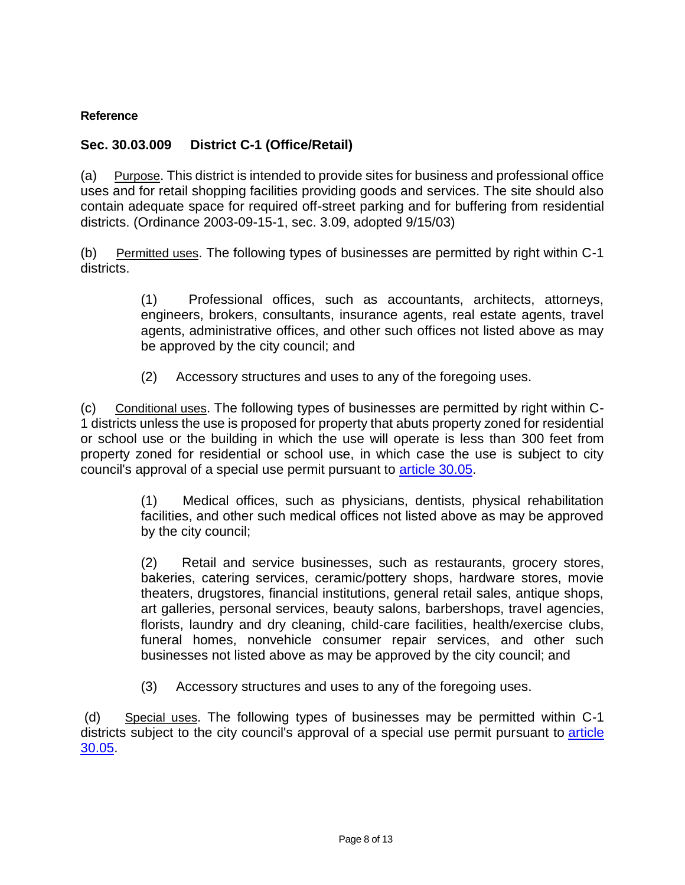**Reference**

## Sec. 30.03.009 District C-1 (Office/Retail)

(a) Purpose. This district is intended to provide sites for business and professional office uses and for retail shopping facilities providing goods and services. The site should also contain adequate space for required off-street parking and for buffering from residential districts. (Ordinance 2003-09-15-1, sec. 3.09, adopted 9/15/03)

(b) Permitted uses. The following types of businesses are permitted by right within C-1 districts.

> (1) Professional offices, such as accountants, architects, attorneys, engineers, brokers, consultants, insurance agents, real estate agents, travel agents, administrative offices, and other such offices not listed above as may be approved by the city council; and
>
> (2) Accessory structures and uses to any of the foregoing uses.

(c) Conditional uses. The following types of businesses are permitted by right within C-1 districts unless the use is proposed for property that abuts property zoned for residential or school use or the building in which the use will operate is less than 300 feet from property zoned for residential or school use, in which case the use is subject to city council's approval of a special use permit pursuant to article 30.05.

> (1) Medical offices, such as physicians, dentists, physical rehabilitation facilities, and other such medical offices not listed above as may be approved by the city council;
>
> (2) Retail and service businesses, such as restaurants, grocery stores, bakeries, catering services, ceramic/pottery shops, hardware stores, movie theaters, drugstores, financial institutions, general retail sales, antique shops, art galleries, personal services, beauty salons, barbershops, travel agencies, florists, laundry and dry cleaning, child-care facilities, health/exercise clubs, funeral homes, nonvehicle consumer repair services, and other such businesses not listed above as may be approved by the city council; and
>
> (3) Accessory structures and uses to any of the foregoing uses.

(d) Special uses. The following types of businesses may be permitted within C-1 districts subject to the city council's approval of a special use permit pursuant to article 30.05.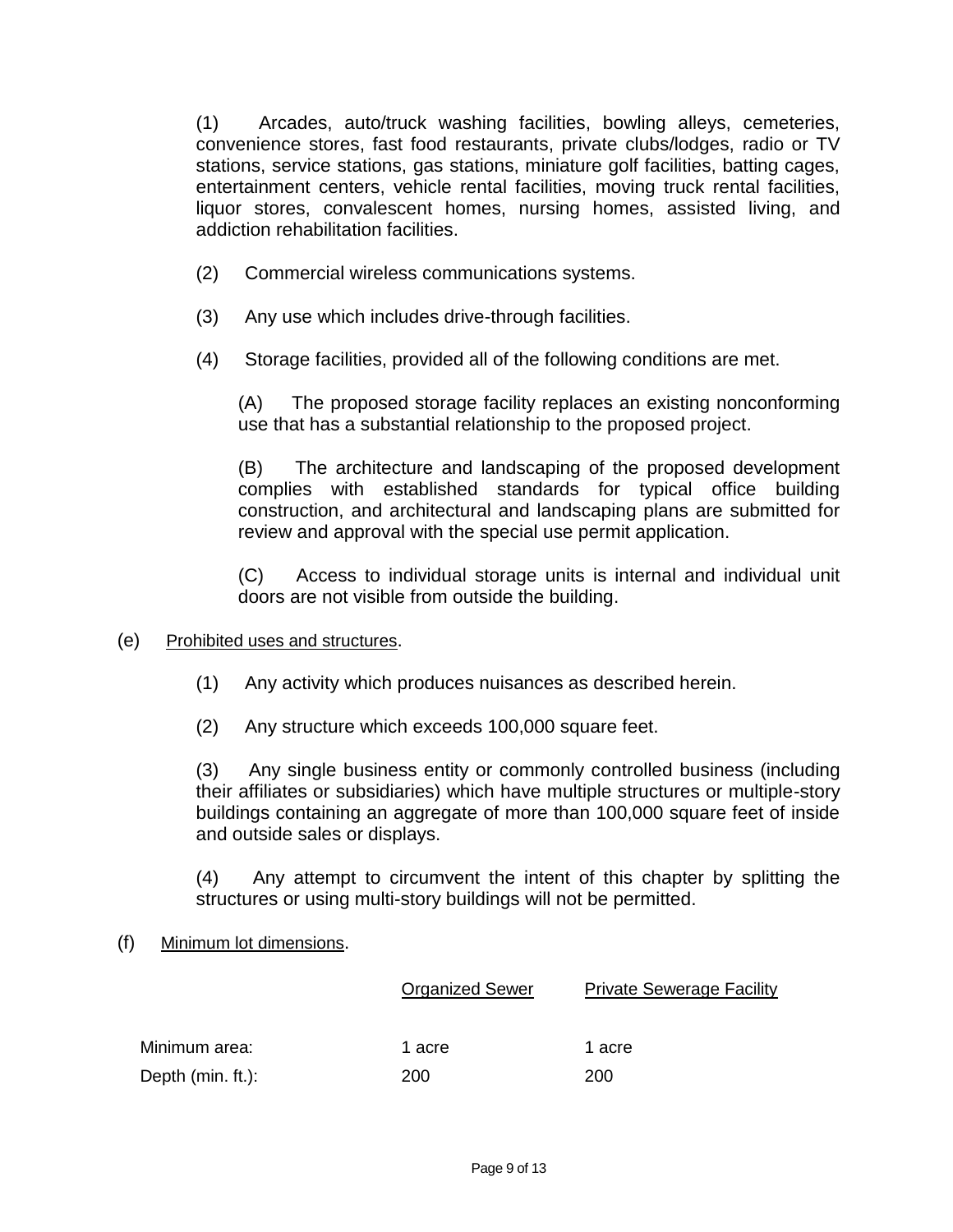(1) Arcades, auto/truck washing facilities, bowling alleys, cemeteries, convenience stores, fast food restaurants, private clubs/lodges, radio or TV stations, service stations, gas stations, miniature golf facilities, batting cages, entertainment centers, vehicle rental facilities, moving truck rental facilities, liquor stores, convalescent homes, nursing homes, assisted living, and addiction rehabilitation facilities.

(2) Commercial wireless communications systems.

(3) Any use which includes drive-through facilities.

(4) Storage facilities, provided all of the following conditions are met.

(A) The proposed storage facility replaces an existing nonconforming use that has a substantial relationship to the proposed project.

(B) The architecture and landscaping of the proposed development complies with established standards for typical office building construction, and architectural and landscaping plans are submitted for review and approval with the special use permit application.

(C) Access to individual storage units is internal and individual unit doors are not visible from outside the building.

(e) Prohibited uses and structures.

(1) Any activity which produces nuisances as described herein.

(2) Any structure which exceeds 100,000 square feet.

(3) Any single business entity or commonly controlled business (including their affiliates or subsidiaries) which have multiple structures or multiple-story buildings containing an aggregate of more than 100,000 square feet of inside and outside sales or displays.

(4) Any attempt to circumvent the intent of this chapter by splitting the structures or using multi-story buildings will not be permitted.

(f) Minimum lot dimensions.

| | Organized Sewer | Private Sewerage Facility |
|---|---|---|
| Minimum area: | 1 acre | 1 acre |
| Depth (min. ft.): | 200 | 200 |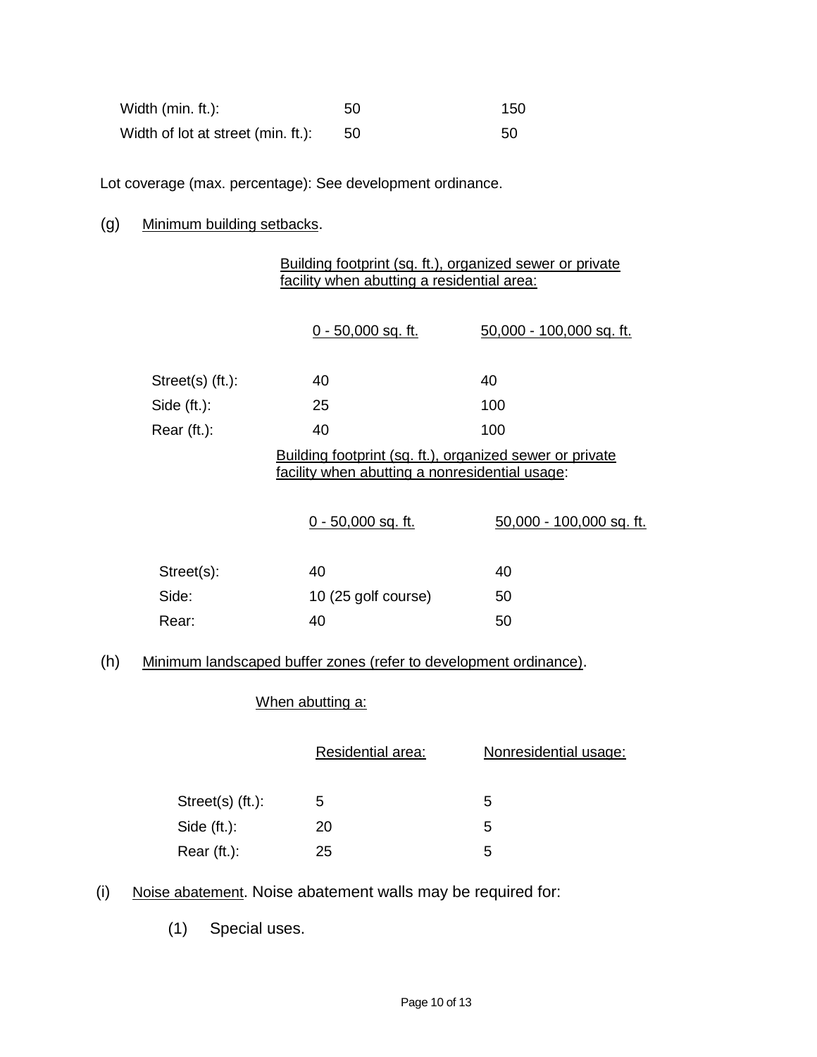| | | |
|---|---|---|
| Width (min. ft.): | 50 | 150 |
| Width of lot at street (min. ft.): | 50 | 50 |

Lot coverage (max. percentage): See development ordinance.

(g) Minimum building setbacks.

| | Building footprint (sq. ft.), organized sewer or private facility when abutting a residential area: | |
|---|---|---|
| | 0 - 50,000 sq. ft. | 50,000 - 100,000 sq. ft. |
| Street(s) (ft.): | 40 | 40 |
| Side (ft.): | 25 | 100 |
| Rear (ft.): | 40 | 100 |

| | Building footprint (sq. ft.), organized sewer or private facility when abutting a nonresidential usage: | |
|---|---|---|
| | 0 - 50,000 sq. ft. | 50,000 - 100,000 sq. ft. |
| Street(s): | 40 | 40 |
| Side: | 10 (25 golf course) | 50 |
| Rear: | 40 | 50 |

(h) Minimum landscaped buffer zones (refer to development ordinance).

| | When abutting a: | |
|---|---|---|
| | Residential area: | Nonresidential usage: |
| Street(s) (ft.): | 5 | 5 |
| Side (ft.): | 20 | 5 |
| Rear (ft.): | 25 | 5 |

(i) Noise abatement. Noise abatement walls may be required for:

(1) Special uses.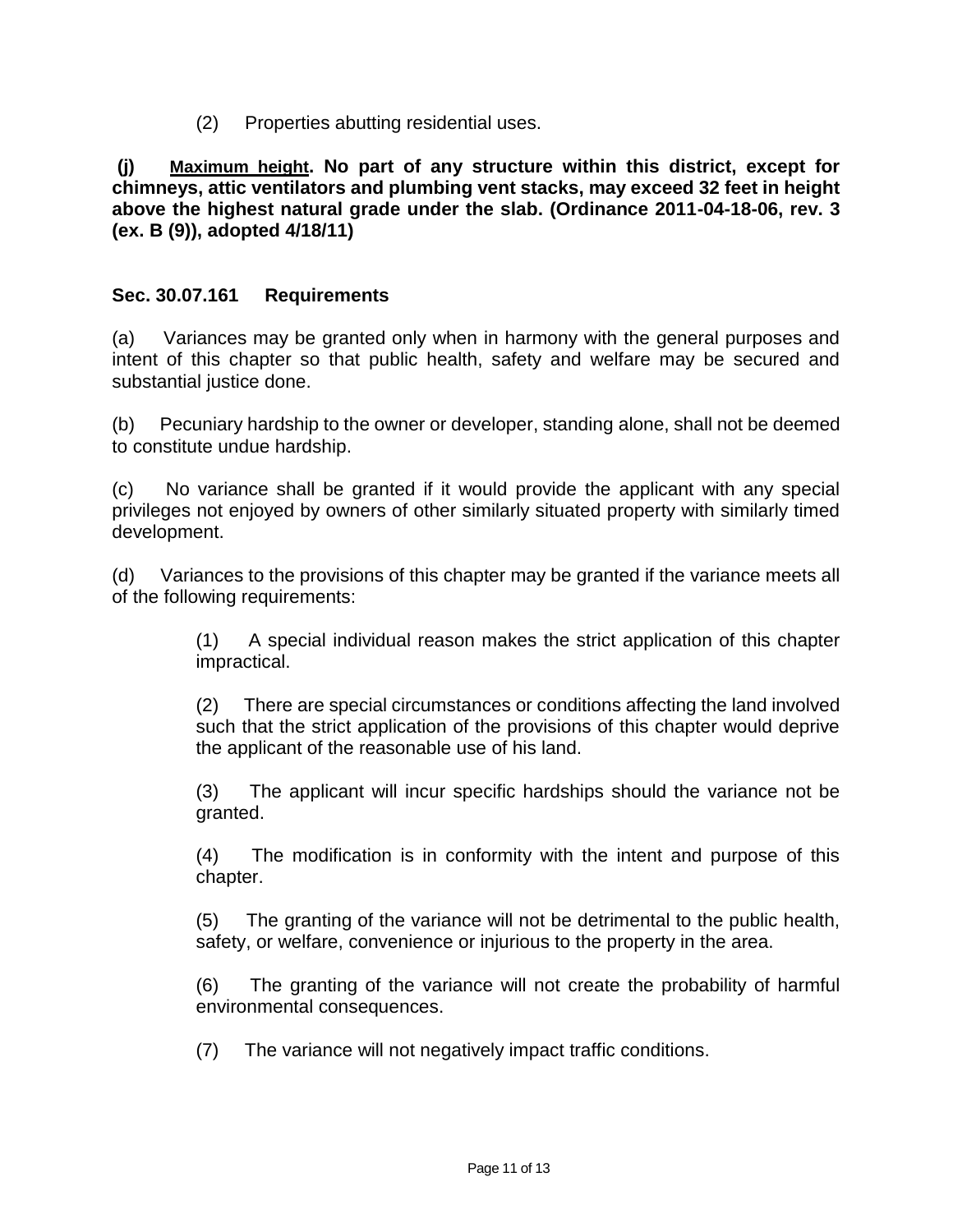(2) Properties abutting residential uses.

**(j) Maximum height. No part of any structure within this district, except for chimneys, attic ventilators and plumbing vent stacks, may exceed 32 feet in height above the highest natural grade under the slab. (Ordinance 2011-04-18-06, rev. 3 (ex. B (9)), adopted 4/18/11)**

### Sec. 30.07.161 Requirements

(a) Variances may be granted only when in harmony with the general purposes and intent of this chapter so that public health, safety and welfare may be secured and substantial justice done.

(b) Pecuniary hardship to the owner or developer, standing alone, shall not be deemed to constitute undue hardship.

(c) No variance shall be granted if it would provide the applicant with any special privileges not enjoyed by owners of other similarly situated property with similarly timed development.

(d) Variances to the provisions of this chapter may be granted if the variance meets all of the following requirements:

> (1) A special individual reason makes the strict application of this chapter impractical.
>
> (2) There are special circumstances or conditions affecting the land involved such that the strict application of the provisions of this chapter would deprive the applicant of the reasonable use of his land.
>
> (3) The applicant will incur specific hardships should the variance not be granted.
>
> (4) The modification is in conformity with the intent and purpose of this chapter.
>
> (5) The granting of the variance will not be detrimental to the public health, safety, or welfare, convenience or injurious to the property in the area.
>
> (6) The granting of the variance will not create the probability of harmful environmental consequences.
>
> (7) The variance will not negatively impact traffic conditions.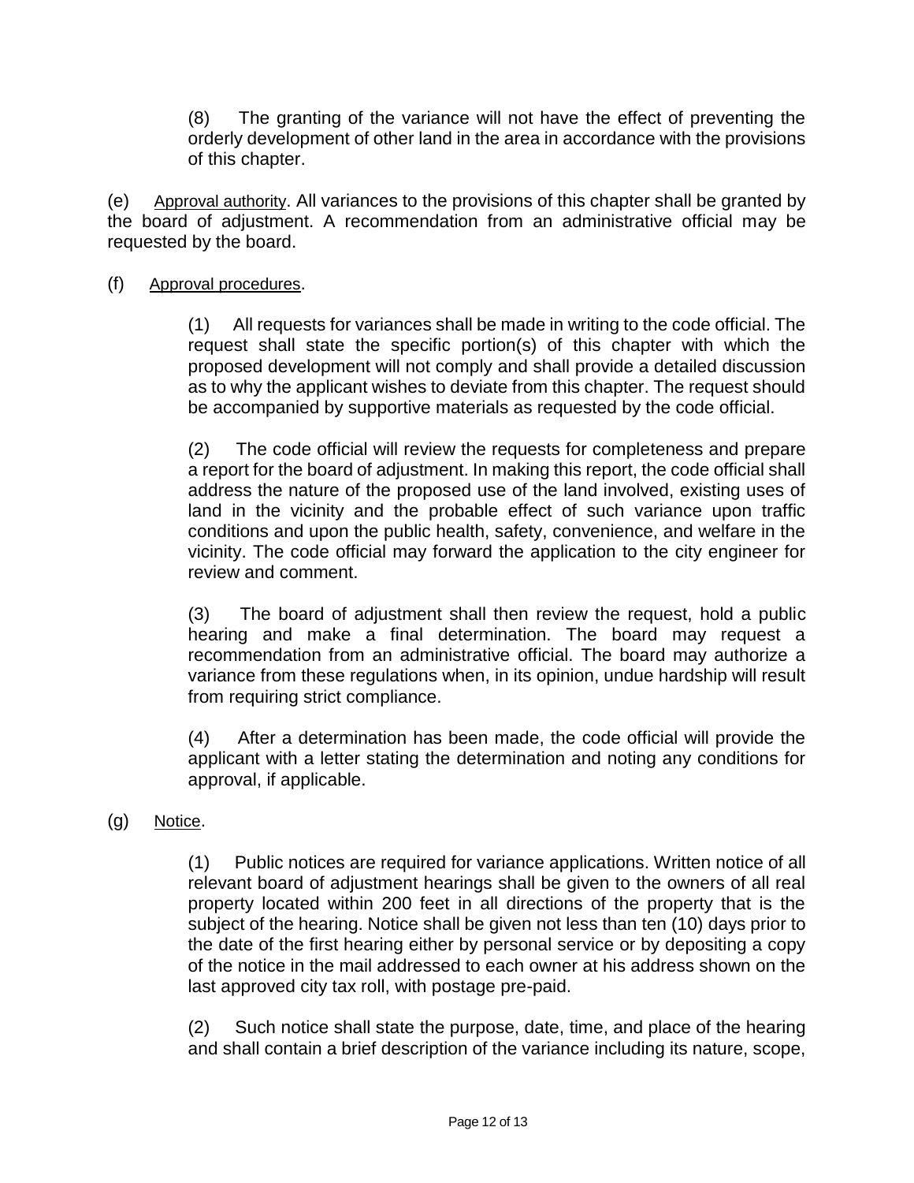(8) The granting of the variance will not have the effect of preventing the orderly development of other land in the area in accordance with the provisions of this chapter.

(e) Approval authority. All variances to the provisions of this chapter shall be granted by the board of adjustment. A recommendation from an administrative official may be requested by the board.

(f) Approval procedures.

(1) All requests for variances shall be made in writing to the code official. The request shall state the specific portion(s) of this chapter with which the proposed development will not comply and shall provide a detailed discussion as to why the applicant wishes to deviate from this chapter. The request should be accompanied by supportive materials as requested by the code official.

(2) The code official will review the requests for completeness and prepare a report for the board of adjustment. In making this report, the code official shall address the nature of the proposed use of the land involved, existing uses of land in the vicinity and the probable effect of such variance upon traffic conditions and upon the public health, safety, convenience, and welfare in the vicinity. The code official may forward the application to the city engineer for review and comment.

(3) The board of adjustment shall then review the request, hold a public hearing and make a final determination. The board may request a recommendation from an administrative official. The board may authorize a variance from these regulations when, in its opinion, undue hardship will result from requiring strict compliance.

(4) After a determination has been made, the code official will provide the applicant with a letter stating the determination and noting any conditions for approval, if applicable.

(g) Notice.

(1) Public notices are required for variance applications. Written notice of all relevant board of adjustment hearings shall be given to the owners of all real property located within 200 feet in all directions of the property that is the subject of the hearing. Notice shall be given not less than ten (10) days prior to the date of the first hearing either by personal service or by depositing a copy of the notice in the mail addressed to each owner at his address shown on the last approved city tax roll, with postage pre-paid.

(2) Such notice shall state the purpose, date, time, and place of the hearing and shall contain a brief description of the variance including its nature, scope,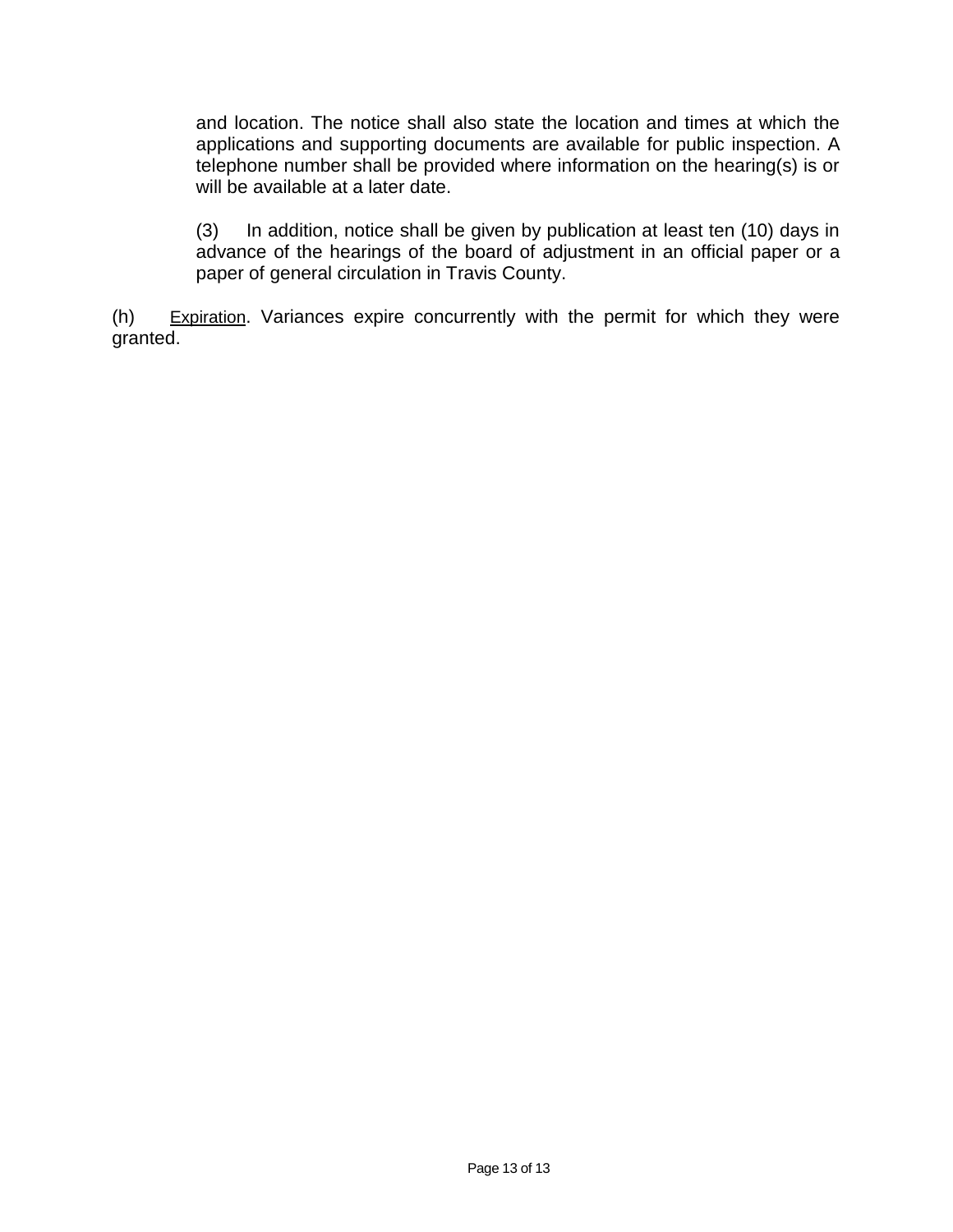and location. The notice shall also state the location and times at which the applications and supporting documents are available for public inspection. A telephone number shall be provided where information on the hearing(s) is or will be available at a later date.

(3) In addition, notice shall be given by publication at least ten (10) days in advance of the hearings of the board of adjustment in an official paper or a paper of general circulation in Travis County.

(h) Expiration. Variances expire concurrently with the permit for which they were granted.